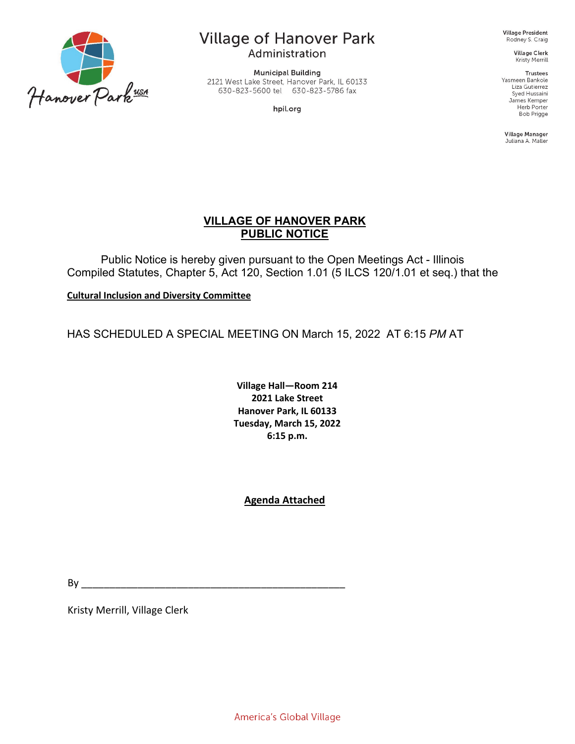# Village of Hanover Park

Administration

**Municipal Building**
2121 West Lake Street, Hanover Park, IL 60133
630-823-5600 tel    630-823-5786 fax

hpil.org

**Village President**
Rodney S. Craig

**Village Clerk**
Kristy Merrill

**Trustees**
Yasmeen Bankole
Liza Gutierrez
Syed Hussaini
James Kemper
Herb Porter
Bob Prigge

**Village Manager**
Juliana A. Maller

## VILLAGE OF HANOVER PARK
## PUBLIC NOTICE

Public Notice is hereby given pursuant to the Open Meetings Act - Illinois Compiled Statutes, Chapter 5, Act 120, Section 1.01 (5 ILCS 120/1.01 et seq.) that the

**Cultural Inclusion and Diversity Committee**

HAS SCHEDULED A SPECIAL MEETING ON March 15, 2022 AT 6:15 *PM* AT

**Village Hall—Room 214**
**2021 Lake Street**
**Hanover Park, IL 60133**
**Tuesday, March 15, 2022**
**6:15 p.m.**

**Agenda Attached**

By ______________________________________________

Kristy Merrill, Village Clerk

America's Global Village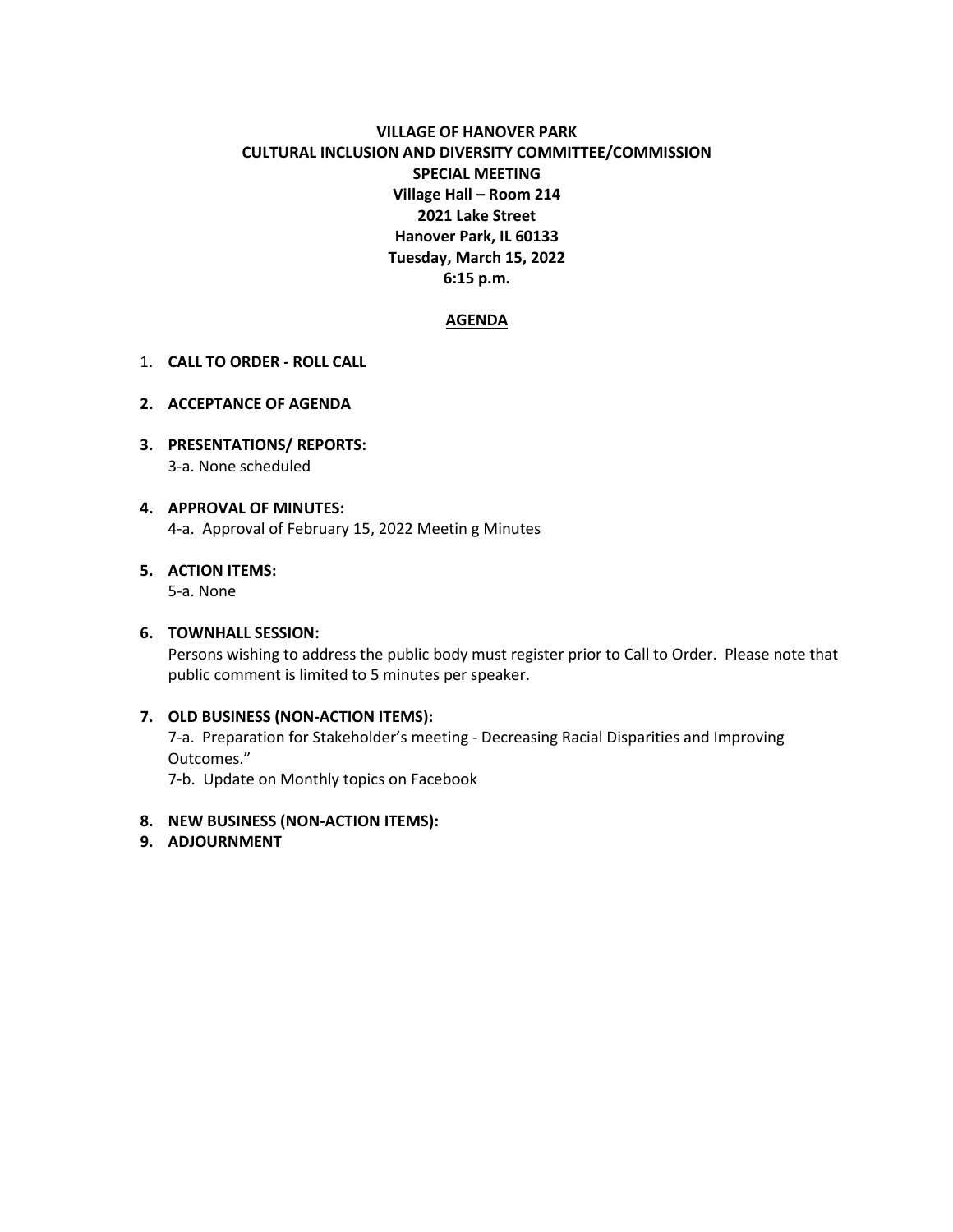**VILLAGE OF HANOVER PARK**
**CULTURAL INCLUSION AND DIVERSITY COMMITTEE/COMMISSION**
**SPECIAL MEETING**
**Village Hall – Room 214**
**2021 Lake Street**
**Hanover Park, IL 60133**
**Tuesday, March 15, 2022**
**6:15 p.m.**

## AGENDA

1. **CALL TO ORDER - ROLL CALL**

2. **ACCEPTANCE OF AGENDA**

3. **PRESENTATIONS/ REPORTS:**
   3-a. None scheduled

4. **APPROVAL OF MINUTES:**
   4-a. Approval of February 15, 2022 Meetin g Minutes

5. **ACTION ITEMS:**
   5-a. None

6. **TOWNHALL SESSION:**
   Persons wishing to address the public body must register prior to Call to Order. Please note that public comment is limited to 5 minutes per speaker.

7. **OLD BUSINESS (NON-ACTION ITEMS):**
   7-a. Preparation for Stakeholder's meeting - Decreasing Racial Disparities and Improving Outcomes."
   7-b. Update on Monthly topics on Facebook

8. **NEW BUSINESS (NON-ACTION ITEMS):**

9. **ADJOURNMENT**